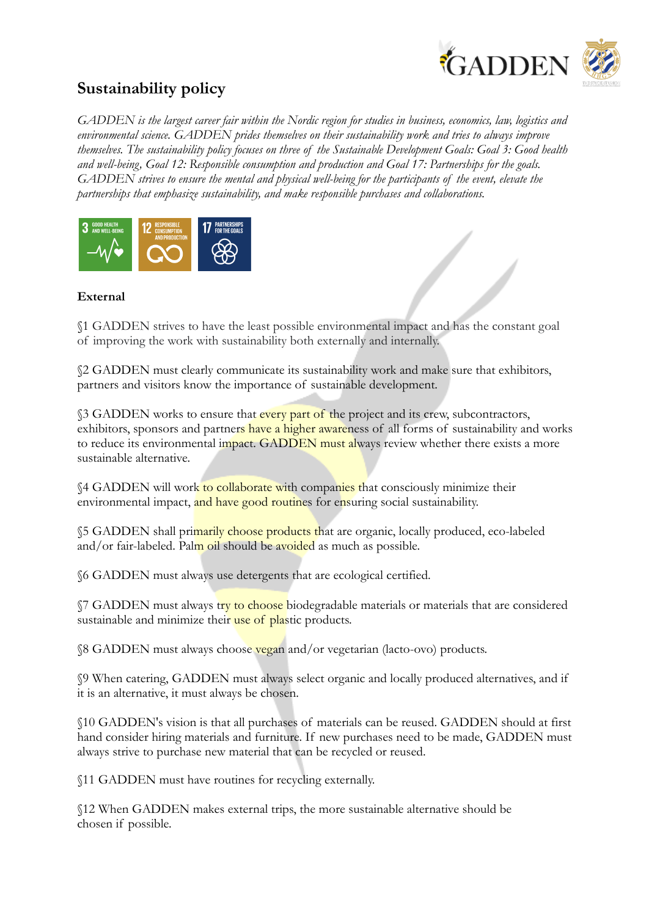## Sustainability policy

*GADDEN is the largest career fair within the Nordic region for studies in business, economics, law, logistics and environmental science. GADDEN prides themselves on their sustainability work and tries to always improve themselves. The sustainability policy focuses on three of the Sustainable Development Goals: Goal 3: Good health and well-being, Goal 12: Responsible consumption and production and Goal 17: Partnerships for the goals. GADDEN strives to ensure the mental and physical well-being for the participants of the event, elevate the partnerships that emphasize sustainability, and make responsible purchases and collaborations.*

### External

§1 GADDEN strives to have the least possible environmental impact and has the constant goal of improving the work with sustainability both externally and internally.

§2 GADDEN must clearly communicate its sustainability work and make sure that exhibitors, partners and visitors know the importance of sustainable development.

§3 GADDEN works to ensure that every part of the project and its crew, subcontractors, exhibitors, sponsors and partners have a higher awareness of all forms of sustainability and works to reduce its environmental impact. GADDEN must always review whether there exists a more sustainable alternative.

§4 GADDEN will work to collaborate with companies that consciously minimize their environmental impact, and have good routines for ensuring social sustainability.

§5 GADDEN shall primarily choose products that are organic, locally produced, eco-labeled and/or fair-labeled. Palm oil should be avoided as much as possible.

§6 GADDEN must always use detergents that are ecological certified.

§7 GADDEN must always try to choose biodegradable materials or materials that are considered sustainable and minimize their use of plastic products.

§8 GADDEN must always choose vegan and/or vegetarian (lacto-ovo) products.

§9 When catering, GADDEN must always select organic and locally produced alternatives, and if it is an alternative, it must always be chosen.

§10 GADDEN's vision is that all purchases of materials can be reused. GADDEN should at first hand consider hiring materials and furniture. If new purchases need to be made, GADDEN must always strive to purchase new material that can be recycled or reused.

§11 GADDEN must have routines for recycling externally.

§12 When GADDEN makes external trips, the more sustainable alternative should be chosen if possible.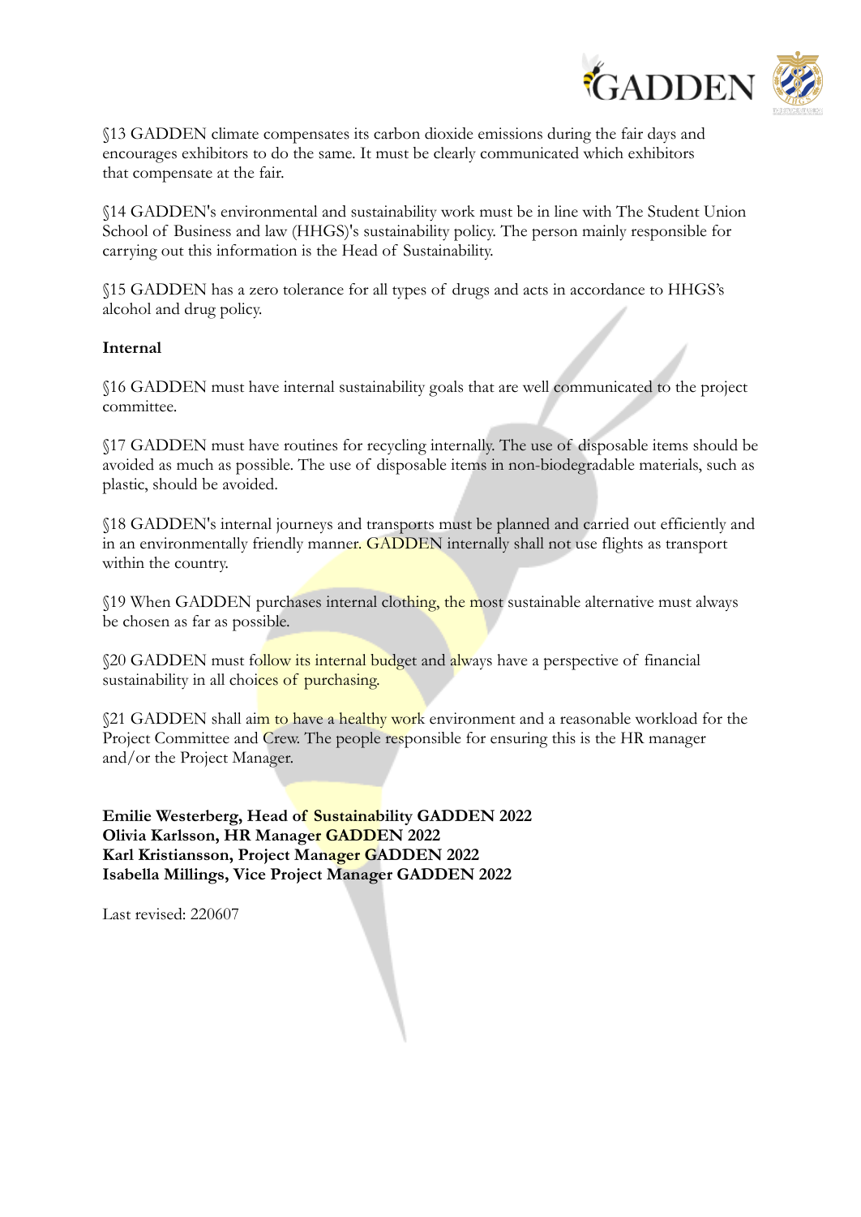§13 GADDEN climate compensates its carbon dioxide emissions during the fair days and encourages exhibitors to do the same. It must be clearly communicated which exhibitors that compensate at the fair.

§14 GADDEN's environmental and sustainability work must be in line with The Student Union School of Business and law (HHGS)'s sustainability policy. The person mainly responsible for carrying out this information is the Head of Sustainability.

§15 GADDEN has a zero tolerance for all types of drugs and acts in accordance to HHGS's alcohol and drug policy.

**Internal**

§16 GADDEN must have internal sustainability goals that are well communicated to the project committee.

§17 GADDEN must have routines for recycling internally. The use of disposable items should be avoided as much as possible. The use of disposable items in non-biodegradable materials, such as plastic, should be avoided.

§18 GADDEN's internal journeys and transports must be planned and carried out efficiently and in an environmentally friendly manner. GADDEN internally shall not use flights as transport within the country.

§19 When GADDEN purchases internal clothing, the most sustainable alternative must always be chosen as far as possible.

§20 GADDEN must follow its internal budget and always have a perspective of financial sustainability in all choices of purchasing.

§21 GADDEN shall aim to have a healthy work environment and a reasonable workload for the Project Committee and Crew. The people responsible for ensuring this is the HR manager and/or the Project Manager.

**Emilie Westerberg, Head of Sustainability GADDEN 2022**
**Olivia Karlsson, HR Manager GADDEN 2022**
**Karl Kristiansson, Project Manager GADDEN 2022**
**Isabella Millings, Vice Project Manager GADDEN 2022**

Last revised: 220607